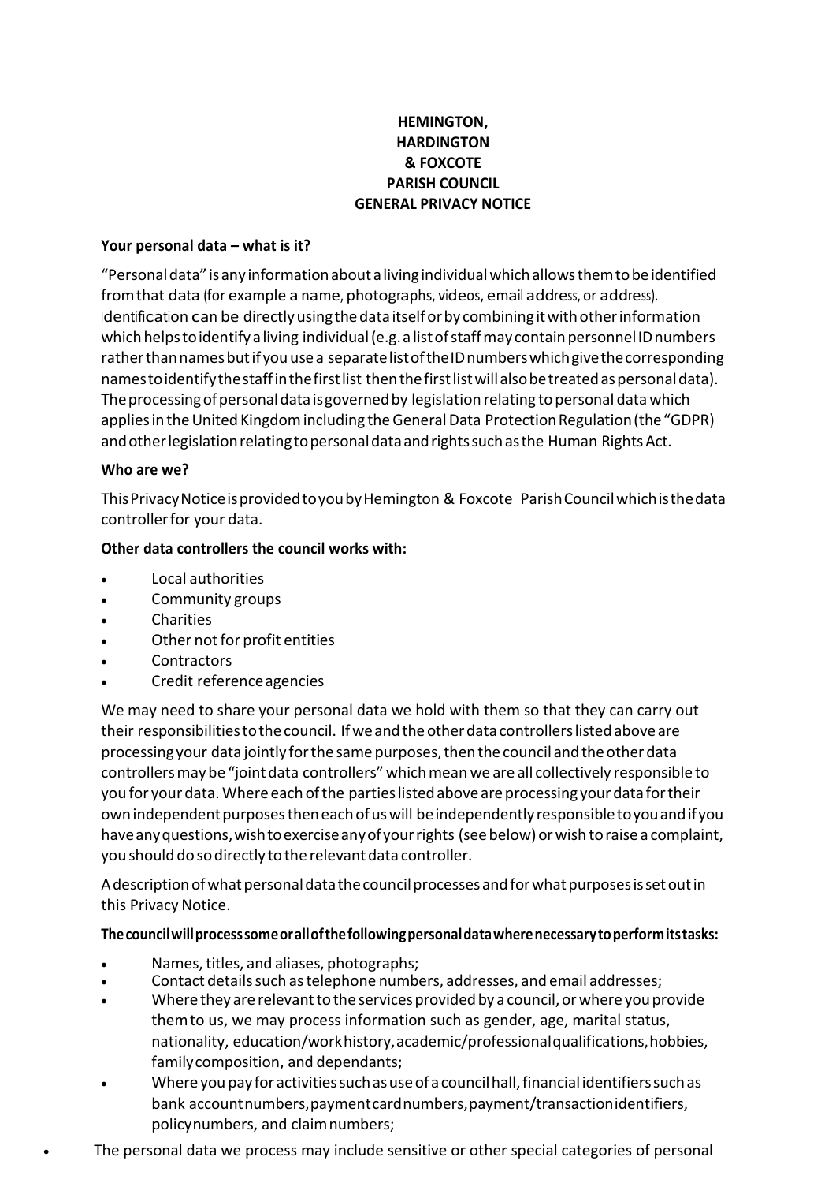**HEMINGTON, HARDINGTON & FOXCOTE PARISH COUNCIL GENERAL PRIVACY NOTICE**

**Your personal data – what is it?**

"Personal data" is any information about a living individual which allows them to be identified from that data (for example a name, photographs, videos, email address, or address). Identification can be directly using the data itself or by combining it with other information which helps to identify a living individual (e.g. a list of staff may contain personnel ID numbers rather than names but if you use a separate list of the ID numbers which give the corresponding names to identify the staff in the first list then the first list will also be treated as personal data). The processing of personal data is governed by legislation relating to personal data which applies in the United Kingdom including the General Data Protection Regulation (the "GDPR) and other legislation relating to personal data and rights such as the Human Rights Act.

**Who are we?**

This Privacy Notice is provided to you by Hemington & Foxcote Parish Council which is the data controller for your data.

**Other data controllers the council works with:**

- Local authorities
- Community groups
- Charities
- Other not for profit entities
- Contractors
- Credit reference agencies

We may need to share your personal data we hold with them so that they can carry out their responsibilities to the council. If we and the other data controllers listed above are processing your data jointly for the same purposes, then the council and the other data controllers may be "joint data controllers" which mean we are all collectively responsible to you for your data. Where each of the parties listed above are processing your data for their own independent purposes then each of us will be independently responsible to you and if you have any questions, wish to exercise any of your rights (see below) or wish to raise a complaint, you should do so directly to the relevant data controller.

A description of what personal data the council processes and for what purposes is set out in this Privacy Notice.

**The council will process some or all of the following personal data where necessary to perform its tasks:**

- Names, titles, and aliases, photographs;
- Contact details such as telephone numbers, addresses, and email addresses;
- Where they are relevant to the services provided by a council, or where you provide them to us, we may process information such as gender, age, marital status, nationality, education/work history, academic/professional qualifications, hobbies, family composition, and dependants;
- Where you pay for activities such as use of a council hall, financial identifiers such as bank account numbers, payment card numbers, payment/transaction identifiers, policy numbers, and claim numbers;
- The personal data we process may include sensitive or other special categories of personal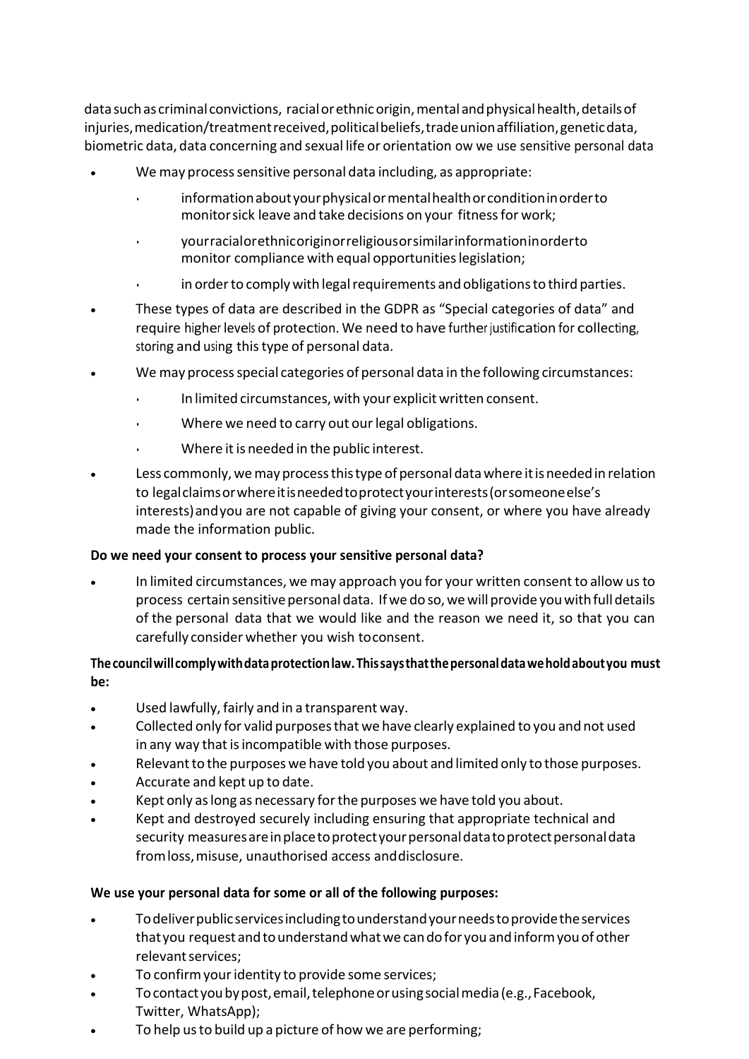data such as criminal convictions, racial or ethnic origin, mental and physical health, details of injuries, medication/treatment received, political beliefs, trade union affiliation, genetic data, biometric data, data concerning and sexual life or orientation ow we use sensitive personal data

- We may process sensitive personal data including, as appropriate:
  - information about your physical or mental health or condition in order to monitor sick leave and take decisions on your fitness for work;
  - your racial or ethnic origin or religious or similar information in order to monitor compliance with equal opportunities legislation;
  - in order to comply with legal requirements and obligations to third parties.
- These types of data are described in the GDPR as "Special categories of data" and require higher levels of protection. We need to have further justification for collecting, storing and using this type of personal data.
- We may process special categories of personal data in the following circumstances:
  - In limited circumstances, with your explicit written consent.
  - Where we need to carry out our legal obligations.
  - Where it is needed in the public interest.
- Less commonly, we may process this type of personal data where it is needed in relation to legal claims or where it is needed to protect your interests (or someone else's interests) and you are not capable of giving your consent, or where you have already made the information public.

**Do we need your consent to process your sensitive personal data?**

- In limited circumstances, we may approach you for your written consent to allow us to process certain sensitive personal data. If we do so, we will provide you with full details of the personal data that we would like and the reason we need it, so that you can carefully consider whether you wish to consent.

**The council will comply with data protection law. This says that the personal data we hold about you must be:**

- Used lawfully, fairly and in a transparent way.
- Collected only for valid purposes that we have clearly explained to you and not used in any way that is incompatible with those purposes.
- Relevant to the purposes we have told you about and limited only to those purposes.
- Accurate and kept up to date.
- Kept only as long as necessary for the purposes we have told you about.
- Kept and destroyed securely including ensuring that appropriate technical and security measures are in place to protect your personal data to protect personal data from loss, misuse, unauthorised access and disclosure.

**We use your personal data for some or all of the following purposes:**

- To deliver public services including to understand your needs to provide the services that you request and to understand what we can do for you and inform you of other relevant services;
- To confirm your identity to provide some services;
- To contact you by post, email, telephone or using social media (e.g., Facebook, Twitter, WhatsApp);
- To help us to build up a picture of how we are performing;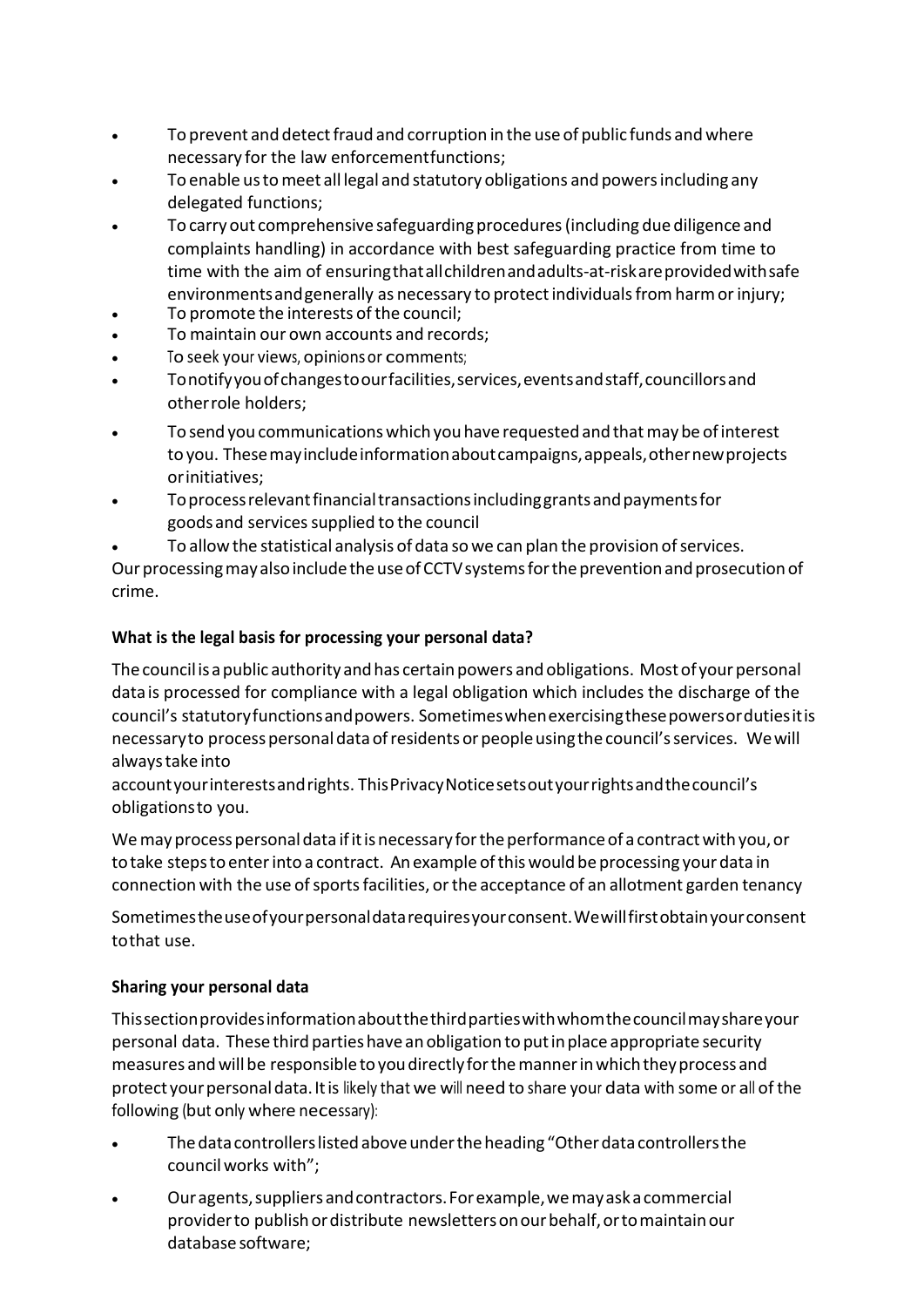- To prevent and detect fraud and corruption in the use of public funds and where necessary for the law enforcementfunctions;
- To enable us to meet all legal and statutory obligations and powers including any delegated functions;
- To carry out comprehensive safeguarding procedures (including due diligence and complaints handling) in accordance with best safeguarding practice from time to time with the aim of ensuring that all children and adults-at-risk are provided with safe environments and generally as necessary to protect individuals from harm or injury;
- To promote the interests of the council;
- To maintain our own accounts and records;
- To seek your views, opinions or comments;
- To notify you of changes to our facilities, services, events and staff, councillors and other role holders;
- To send you communications which you have requested and that may be of interest to you. These may include information about campaigns, appeals, other new projects or initiatives;
- To process relevant financial transactions including grants and payments for goods and services supplied to the council
- To allow the statistical analysis of data so we can plan the provision of services.

Our processing may also include the use of CCTV systems for the prevention and prosecution of crime.

**What is the legal basis for processing your personal data?**

The council is a public authority and has certain powers and obligations. Most of your personal data is processed for compliance with a legal obligation which includes the discharge of the council's statutory functions and powers. Sometimes when exercising these powers or duties it is necessary to process personal data of residents or people using the council's services. We will always take into account your interests and rights. This Privacy Notice sets out your rights and the council's obligations to you.

We may process personal data if it is necessary for the performance of a contract with you, or to take steps to enter into a contract. An example of this would be processing your data in connection with the use of sports facilities, or the acceptance of an allotment garden tenancy

Sometimes the use of your personal data requires your consent. We will first obtain your consent to that use.

**Sharing your personal data**

This section provides information about the third parties with whom the council may share your personal data. These third parties have an obligation to put in place appropriate security measures and will be responsible to you directly for the manner in which they process and protect your personal data. It is likely that we will need to share your data with some or all of the following (but only where necessary):

- The data controllers listed above under the heading "Other data controllers the council works with";
- Our agents, suppliers and contractors. For example, we may ask a commercial provider to publish or distribute newsletters on our behalf, or to maintain our database software;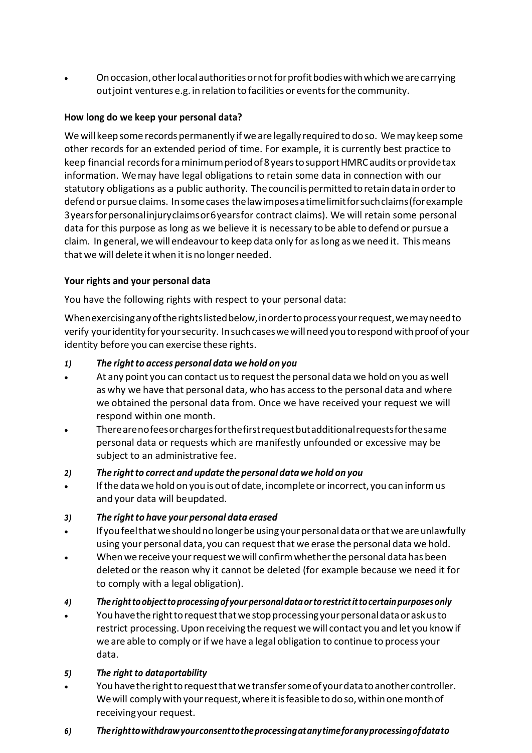- On occasion, other local authorities or not for profit bodies with which we are carrying out joint ventures e.g. in relation to facilities or events for the community.

**How long do we keep your personal data?**

We will keep some records permanently if we are legally required to do so. We may keep some other records for an extended period of time. For example, it is currently best practice to keep financial records for a minimum period of 8 years to support HMRC audits or provide tax information. We may have legal obligations to retain some data in connection with our statutory obligations as a public authority. The council is permitted to retain data in order to defend or pursue claims. In some cases the law imposes a time limit for such claims (for example 3 years for personal injury claims or 6 years for contract claims). We will retain some personal data for this purpose as long as we believe it is necessary to be able to defend or pursue a claim. In general, we will endeavour to keep data only for as long as we need it. This means that we will delete it when it is no longer needed.

**Your rights and your personal data**

You have the following rights with respect to your personal data:

When exercising any of the rights listed below, in order to process your request, we may need to verify your identity for your security. In such cases we will need you to respond with proof of your identity before you can exercise these rights.

***1) The right to access personal data we hold on you***

- At any point you can contact us to request the personal data we hold on you as well as why we have that personal data, who has access to the personal data and where we obtained the personal data from. Once we have received your request we will respond within one month.
- There are no fees or charges for the first request but additional requests for the same personal data or requests which are manifestly unfounded or excessive may be subject to an administrative fee.

***2) The right to correct and update the personal data we hold on you***

- If the data we hold on you is out of date, incomplete or incorrect, you can inform us and your data will be updated.

***3) The right to have your personal data erased***

- If you feel that we should no longer be using your personal data or that we are unlawfully using your personal data, you can request that we erase the personal data we hold.
- When we receive your request we will confirm whether the personal data has been deleted or the reason why it cannot be deleted (for example because we need it for to comply with a legal obligation).

***4) The right to object to processing of your personal data or to restrict it to certain purposes only***

- You have the right to request that we stop processing your personal data or ask us to restrict processing. Upon receiving the request we will contact you and let you know if we are able to comply or if we have a legal obligation to continue to process your data.

***5) The right to data portability***

- You have the right to request that we transfer some of your data to another controller. We will comply with your request, where it is feasible to do so, within one month of receiving your request.

***6) The right to withdraw your consent to the processing at any time for any processing of data to***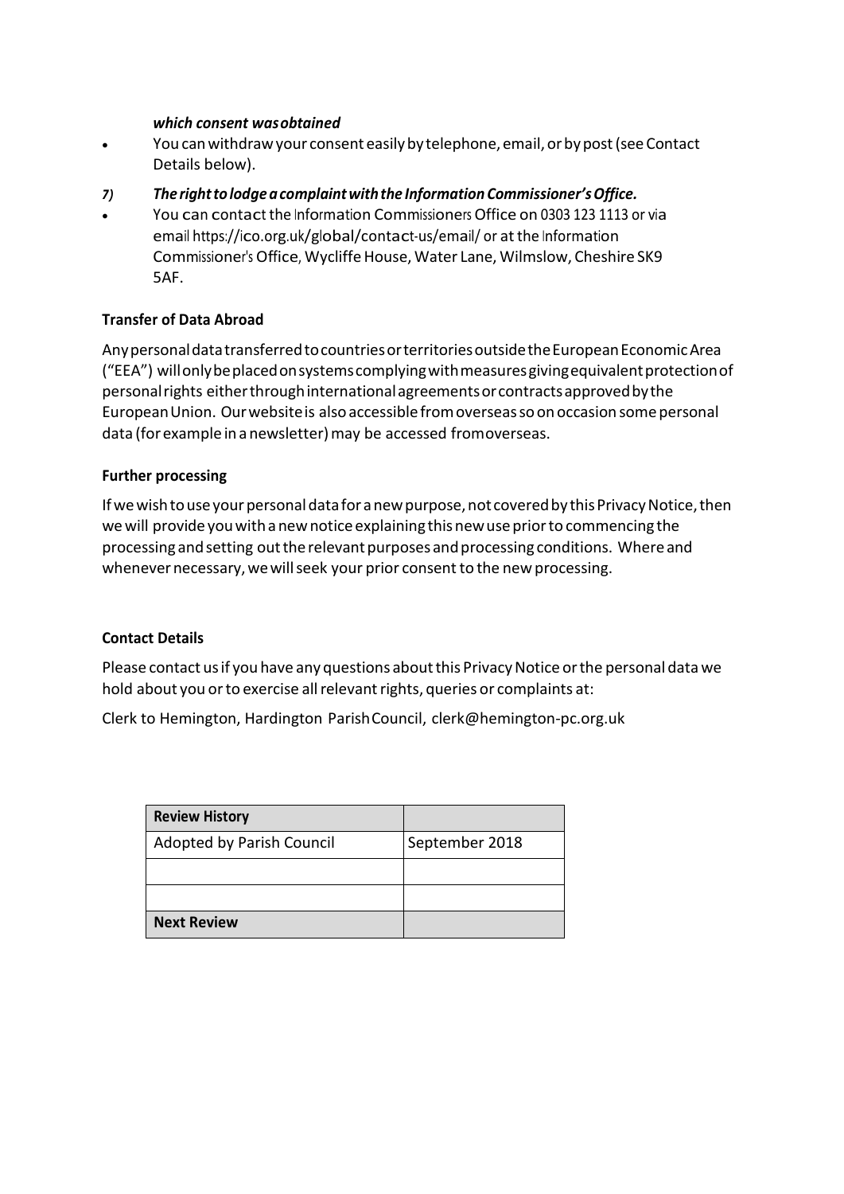***which consent was obtained***

- You can withdraw your consent easily by telephone, email, or by post (see Contact Details below).

***7) The right to lodge a complaint with the Information Commissioner's Office.***

- You can contact the Information Commissioners Office on 0303 123 1113 or via email https://ico.org.uk/global/contact-us/email/ or at the Information Commissioner's Office, Wycliffe House, Water Lane, Wilmslow, Cheshire SK9 5AF.

**Transfer of Data Abroad**

Any personal data transferred to countries or territories outside the European Economic Area ("EEA") will only be placed on systems complying with measures giving equivalent protection of personal rights either through international agreements or contracts approved by the European Union. Our website is also accessible from overseas so on occasion some personal data (for example in a newsletter) may be accessed from overseas.

**Further processing**

If we wish to use your personal data for a new purpose, not covered by this Privacy Notice, then we will provide you with a new notice explaining this new use prior to commencing the processing and setting out the relevant purposes and processing conditions. Where and whenever necessary, we will seek your prior consent to the new processing.

**Contact Details**

Please contact us if you have any questions about this Privacy Notice or the personal data we hold about you or to exercise all relevant rights, queries or complaints at:

Clerk to Hemington, Hardington Parish Council, clerk@hemington-pc.org.uk

| **Review History** | |
|---|---|
| Adopted by Parish Council | September 2018 |
| | |
| | |
| **Next Review** | |